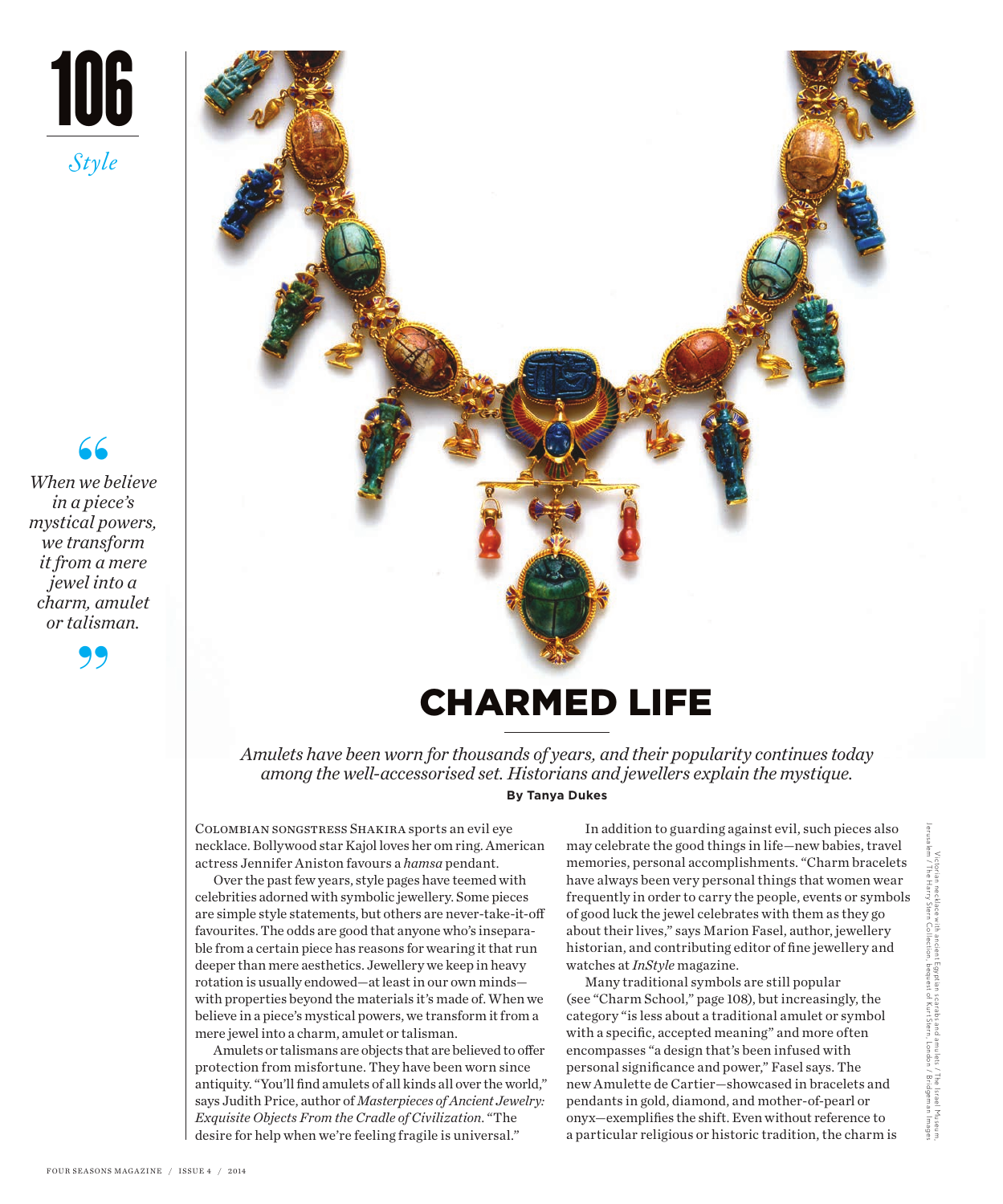# CHARMED LIFE

*Amulets have been worn for thousands of years, and their popularity continues today among the well-accessorised set. Historians and jewellers explain the mystique.*

**By Tanya Dukes**

> *When we believe in a piece's mystical powers, we transform it from a mere jewel into a charm, amulet or talisman.*

Colombian songstress Shakira sports an evil eye necklace. Bollywood star Kajol loves her om ring. American actress Jennifer Aniston favours a *hamsa* pendant.

Over the past few years, style pages have teemed with celebrities adorned with symbolic jewellery. Some pieces are simple style statements, but others are never-take-it-off favourites. The odds are good that anyone who's inseparable from a certain piece has reasons for wearing it that run deeper than mere aesthetics. Jewellery we keep in heavy rotation is usually endowed—at least in our own minds—with properties beyond the materials it's made of. When we believe in a piece's mystical powers, we transform it from a mere jewel into a charm, amulet or talisman.

Amulets or talismans are objects that are believed to offer protection from misfortune. They have been worn since antiquity. "You'll find amulets of all kinds all over the world," says Judith Price, author of *Masterpieces of Ancient Jewelry: Exquisite Objects From the Cradle of Civilization*. "The desire for help when we're feeling fragile is universal."

In addition to guarding against evil, such pieces also may celebrate the good things in life—new babies, travel memories, personal accomplishments. "Charm bracelets have always been very personal things that women wear frequently in order to carry the people, events or symbols of good luck the jewel celebrates with them as they go about their lives," says Marion Fasel, author, jewellery historian, and contributing editor of fine jewellery and watches at *InStyle* magazine.

Many traditional symbols are still popular (see "Charm School," page 108), but increasingly, the category "is less about a traditional amulet or symbol with a specific, accepted meaning" and more often encompasses "a design that's been infused with personal significance and power," Fasel says. The new Amulette de Cartier—showcased in bracelets and pendants in gold, diamond, and mother-of-pearl or onyx—exemplifies the shift. Even without reference to a particular religious or historic tradition, the charm is

Victorian necklace with ancient Egyptian scarabs and amulets / The Israel Museum, Jerusalem / The Harry Stern Collection, bequest of Kurt Stern, London / Bridgeman Images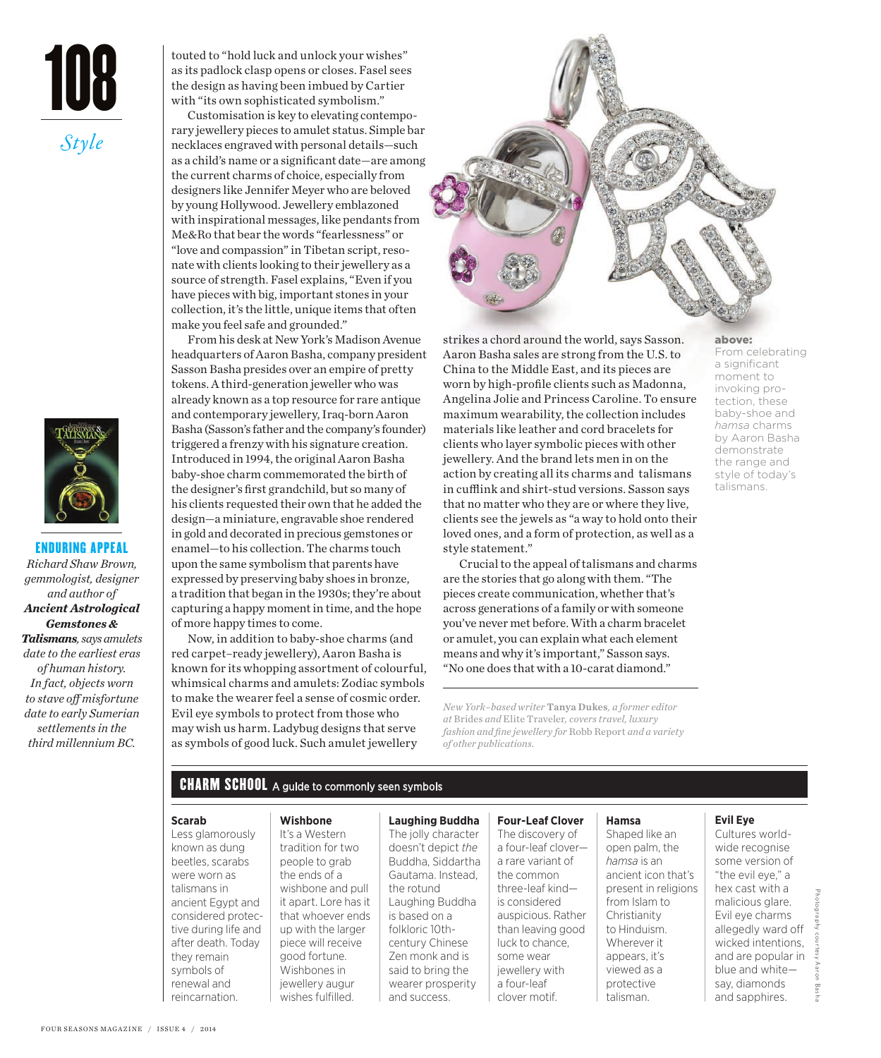touted to "hold luck and unlock your wishes" as its padlock clasp opens or closes. Fasel sees the design as having been imbued by Cartier with "its own sophisticated symbolism."

Customisation is key to elevating contemporary jewellery pieces to amulet status. Simple bar necklaces engraved with personal details—such as a child's name or a significant date—are among the current charms of choice, especially from designers like Jennifer Meyer who are beloved by young Hollywood. Jewellery emblazoned with inspirational messages, like pendants from Me&Ro that bear the words "fearlessness" or "love and compassion" in Tibetan script, resonate with clients looking to their jewellery as a source of strength. Fasel explains, "Even if you have pieces with big, important stones in your collection, it's the little, unique items that often make you feel safe and grounded."

From his desk at New York's Madison Avenue headquarters of Aaron Basha, company president Sasson Basha presides over an empire of pretty tokens. A third-generation jeweller who was already known as a top resource for rare antique and contemporary jewellery, Iraq-born Aaron Basha (Sasson's father and the company's founder) triggered a frenzy with his signature creation. Introduced in 1994, the original Aaron Basha baby-shoe charm commemorated the birth of the designer's first grandchild, but so many of his clients requested their own that he added the design—a miniature, engravable shoe rendered in gold and decorated in precious gemstones or enamel—to his collection. The charms touch upon the same symbolism that parents have expressed by preserving baby shoes in bronze, a tradition that began in the 1930s; they're about capturing a happy moment in time, and the hope of more happy times to come.

Now, in addition to baby-shoe charms (and red carpet–ready jewellery), Aaron Basha is known for its whopping assortment of colourful, whimsical charms and amulets: Zodiac symbols to make the wearer feel a sense of cosmic order. Evil eye symbols to protect from those who may wish us harm. Ladybug designs that serve as symbols of good luck. Such amulet jewellery strikes a chord around the world, says Sasson. Aaron Basha sales are strong from the U.S. to China to the Middle East, and its pieces are worn by high-profile clients such as Madonna, Angelina Jolie and Princess Caroline. To ensure maximum wearability, the collection includes materials like leather and cord bracelets for clients who layer symbolic pieces with other jewellery. And the brand lets men in on the action by creating all its charms and talismans in cufflink and shirt-stud versions. Sasson says that no matter who they are or where they live, clients see the jewels as "a way to hold onto their loved ones, and a form of protection, as well as a style statement."

Crucial to the appeal of talismans and charms are the stories that go along with them. "The pieces create communication, whether that's across generations of a family or with someone you've never met before. With a charm bracelet or amulet, you can explain what each element means and why it's important," Sasson says. "No one does that with a 10-carat diamond."

*New York–based writer* Tanya Dukes*, a former editor at* Brides *and* Elite Traveler*, covers travel, luxury fashion and fine jewellery for* Robb Report *and a variety of other publications.*

**above:** From celebrating a significant moment to invoking protection, these baby-shoe and *hamsa* charms by Aaron Basha demonstrate the range and style of today's talismans.

**ENDURING APPEAL**

*Richard Shaw Brown, gemmologist, designer and author of* ***Ancient Astrological Gemstones & Talismans****, says amulets date to the earliest eras of human history. In fact, objects worn to stave off misfortune date to early Sumerian settlements in the third millennium BC.*

## CHARM SCHOOL A guide to commonly seen symbols

**Scarab**
Less glamorously known as dung beetles, scarabs were worn as talismans in ancient Egypt and considered protective during life and after death. Today they remain symbols of renewal and reincarnation.

**Wishbone**
It's a Western tradition for two people to grab the ends of a wishbone and pull it apart. Lore has it that whoever ends up with the larger piece will receive good fortune. Wishbones in jewellery augur wishes fulfilled.

**Laughing Buddha**
The jolly character doesn't depict *the* Buddha, Siddartha Gautama. Instead, the rotund Laughing Buddha is based on a folkloric 10th-century Chinese Zen monk and is said to bring the wearer prosperity and success.

**Four-Leaf Clover**
The discovery of a four-leaf clover—a rare variant of the common three-leaf kind—is considered auspicious. Rather than leaving good luck to chance, some wear jewellery with a four-leaf clover motif.

**Hamsa**
Shaped like an open palm, the *hamsa* is an ancient icon that's present in religions from Islam to Christianity to Hinduism. Wherever it appears, it's viewed as a protective talisman.

**Evil Eye**
Cultures worldwide recognise some version of "the evil eye," a hex cast with a malicious glare. Evil eye charms allegedly ward off wicked intentions, and are popular in blue and white—say, diamonds and sapphires.

Photography courtesy Aaron Basha